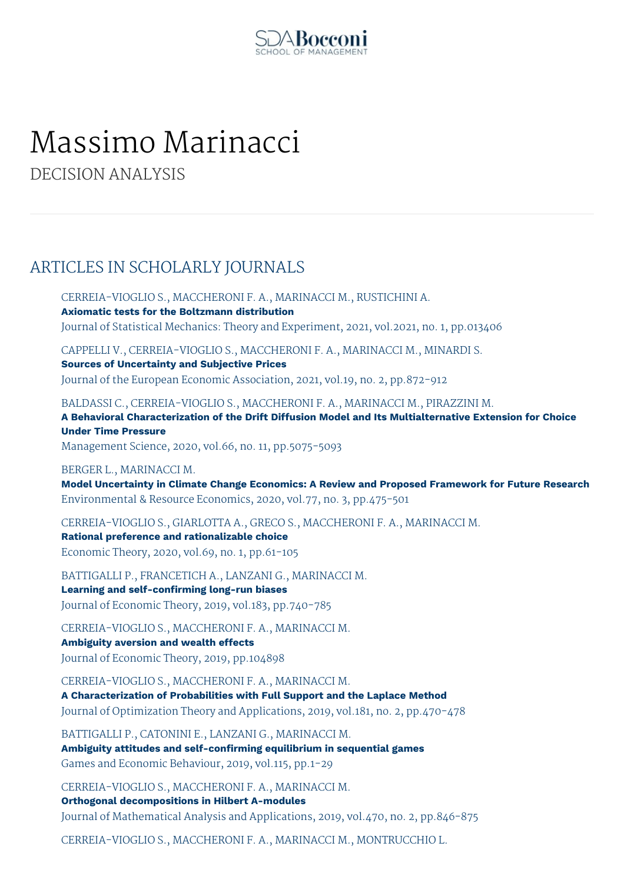# Massimo Marinacci

DECISION ANALYSIS

## ARTICLES IN SCHOLARLY JOURNALS

CERREIA-VIOGLIO S., MACCHERONI F. A., MARINACCI M., RUSTICHINI A.
**Axiomatic tests for the Boltzmann distribution**
Journal of Statistical Mechanics: Theory and Experiment, 2021, vol.2021, no. 1, pp.013406

CAPPELLI V., CERREIA-VIOGLIO S., MACCHERONI F. A., MARINACCI M., MINARDI S.
**Sources of Uncertainty and Subjective Prices**
Journal of the European Economic Association, 2021, vol.19, no. 2, pp.872-912

BALDASSI C., CERREIA-VIOGLIO S., MACCHERONI F. A., MARINACCI M., PIRAZZINI M.
**A Behavioral Characterization of the Drift Diffusion Model and Its Multialternative Extension for Choice Under Time Pressure**
Management Science, 2020, vol.66, no. 11, pp.5075-5093

BERGER L., MARINACCI M.
**Model Uncertainty in Climate Change Economics: A Review and Proposed Framework for Future Research**
Environmental & Resource Economics, 2020, vol.77, no. 3, pp.475-501

CERREIA-VIOGLIO S., GIARLOTTA A., GRECO S., MACCHERONI F. A., MARINACCI M.
**Rational preference and rationalizable choice**
Economic Theory, 2020, vol.69, no. 1, pp.61-105

BATTIGALLI P., FRANCETICH A., LANZANI G., MARINACCI M.
**Learning and self-confirming long-run biases**
Journal of Economic Theory, 2019, vol.183, pp.740-785

CERREIA-VIOGLIO S., MACCHERONI F. A., MARINACCI M.
**Ambiguity aversion and wealth effects**
Journal of Economic Theory, 2019, pp.104898

CERREIA-VIOGLIO S., MACCHERONI F. A., MARINACCI M.
**A Characterization of Probabilities with Full Support and the Laplace Method**
Journal of Optimization Theory and Applications, 2019, vol.181, no. 2, pp.470-478

BATTIGALLI P., CATONINI E., LANZANI G., MARINACCI M.
**Ambiguity attitudes and self-confirming equilibrium in sequential games**
Games and Economic Behaviour, 2019, vol.115, pp.1-29

CERREIA-VIOGLIO S., MACCHERONI F. A., MARINACCI M.
**Orthogonal decompositions in Hilbert A-modules**
Journal of Mathematical Analysis and Applications, 2019, vol.470, no. 2, pp.846-875

CERREIA-VIOGLIO S., MACCHERONI F. A., MARINACCI M., MONTRUCCHIO L.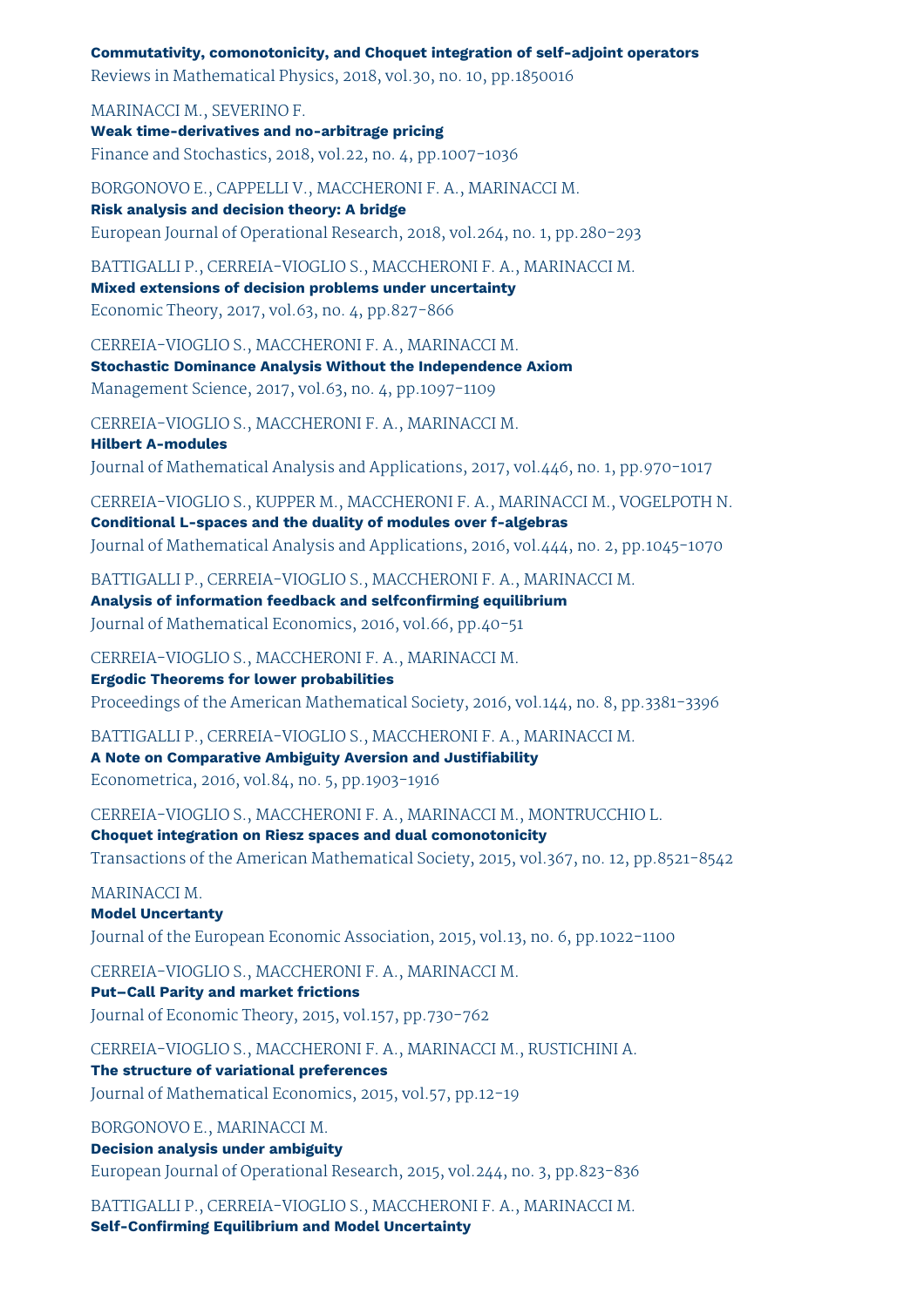**Commutativity, comonotonicity, and Choquet integration of self-adjoint operators**
Reviews in Mathematical Physics, 2018, vol.30, no. 10, pp.1850016

MARINACCI M., SEVERINO F.
**Weak time-derivatives and no-arbitrage pricing**
Finance and Stochastics, 2018, vol.22, no. 4, pp.1007-1036

BORGONOVO E., CAPPELLI V., MACCHERONI F. A., MARINACCI M.
**Risk analysis and decision theory: A bridge**
European Journal of Operational Research, 2018, vol.264, no. 1, pp.280-293

BATTIGALLI P., CERREIA-VIOGLIO S., MACCHERONI F. A., MARINACCI M.
**Mixed extensions of decision problems under uncertainty**
Economic Theory, 2017, vol.63, no. 4, pp.827-866

CERREIA-VIOGLIO S., MACCHERONI F. A., MARINACCI M.
**Stochastic Dominance Analysis Without the Independence Axiom**
Management Science, 2017, vol.63, no. 4, pp.1097-1109

CERREIA-VIOGLIO S., MACCHERONI F. A., MARINACCI M.
**Hilbert A-modules**
Journal of Mathematical Analysis and Applications, 2017, vol.446, no. 1, pp.970-1017

CERREIA-VIOGLIO S., KUPPER M., MACCHERONI F. A., MARINACCI M., VOGELPOTH N.
**Conditional L-spaces and the duality of modules over f-algebras**
Journal of Mathematical Analysis and Applications, 2016, vol.444, no. 2, pp.1045-1070

BATTIGALLI P., CERREIA-VIOGLIO S., MACCHERONI F. A., MARINACCI M.
**Analysis of information feedback and selfconfirming equilibrium**
Journal of Mathematical Economics, 2016, vol.66, pp.40-51

CERREIA-VIOGLIO S., MACCHERONI F. A., MARINACCI M.
**Ergodic Theorems for lower probabilities**
Proceedings of the American Mathematical Society, 2016, vol.144, no. 8, pp.3381-3396

BATTIGALLI P., CERREIA-VIOGLIO S., MACCHERONI F. A., MARINACCI M.
**A Note on Comparative Ambiguity Aversion and Justifiability**
Econometrica, 2016, vol.84, no. 5, pp.1903-1916

CERREIA-VIOGLIO S., MACCHERONI F. A., MARINACCI M., MONTRUCCHIO L.
**Choquet integration on Riesz spaces and dual comonotonicity**
Transactions of the American Mathematical Society, 2015, vol.367, no. 12, pp.8521-8542

MARINACCI M.
**Model Uncertanty**
Journal of the European Economic Association, 2015, vol.13, no. 6, pp.1022-1100

CERREIA-VIOGLIO S., MACCHERONI F. A., MARINACCI M.
**Put–Call Parity and market frictions**
Journal of Economic Theory, 2015, vol.157, pp.730-762

CERREIA-VIOGLIO S., MACCHERONI F. A., MARINACCI M., RUSTICHINI A.
**The structure of variational preferences**
Journal of Mathematical Economics, 2015, vol.57, pp.12-19

BORGONOVO E., MARINACCI M.
**Decision analysis under ambiguity**
European Journal of Operational Research, 2015, vol.244, no. 3, pp.823-836

BATTIGALLI P., CERREIA-VIOGLIO S., MACCHERONI F. A., MARINACCI M.
**Self-Confirming Equilibrium and Model Uncertainty**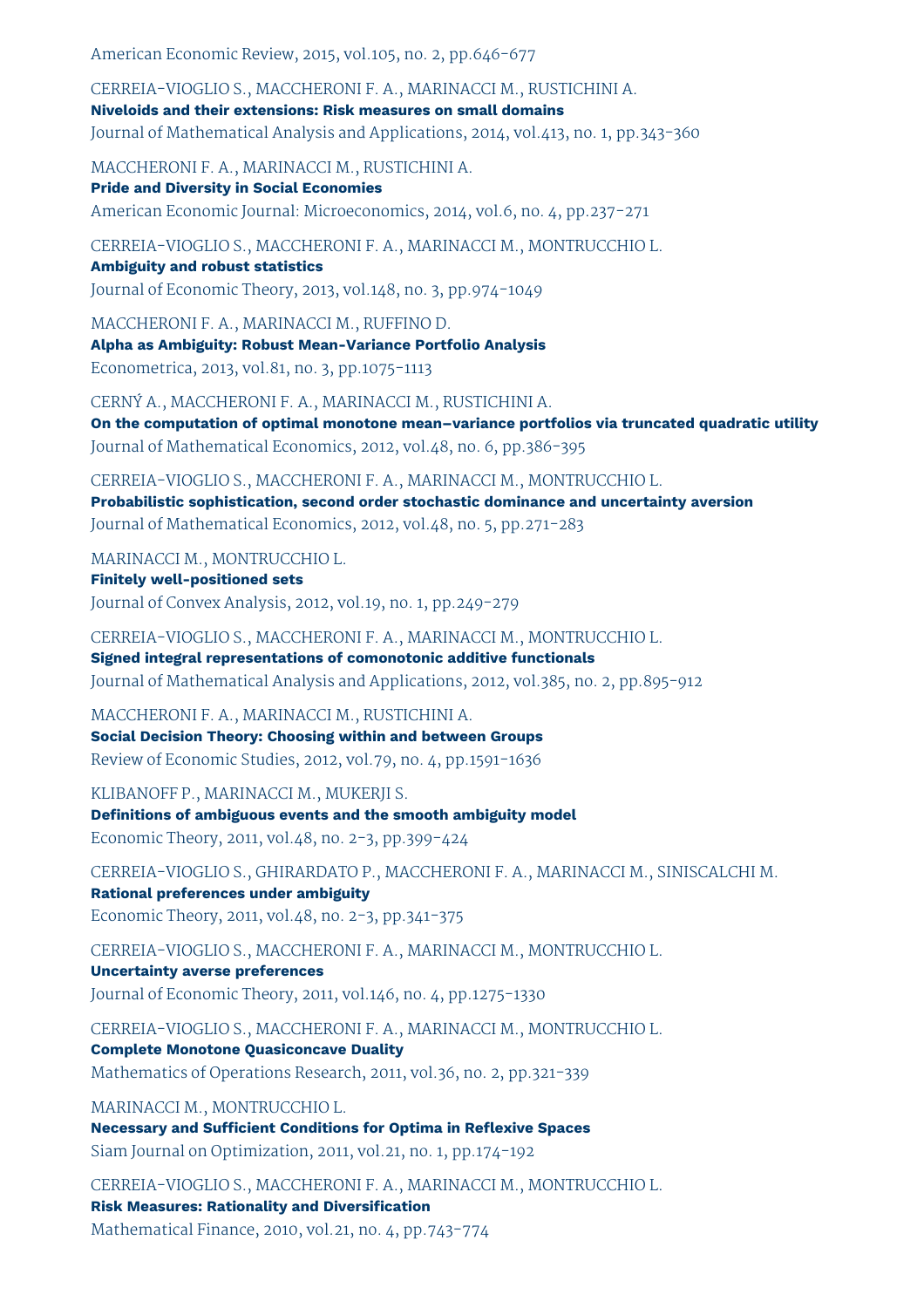American Economic Review, 2015, vol.105, no. 2, pp.646-677

CERREIA-VIOGLIO S., MACCHERONI F. A., MARINACCI M., RUSTICHINI A.
**Niveloids and their extensions: Risk measures on small domains**
Journal of Mathematical Analysis and Applications, 2014, vol.413, no. 1, pp.343-360

MACCHERONI F. A., MARINACCI M., RUSTICHINI A.
**Pride and Diversity in Social Economies**
American Economic Journal: Microeconomics, 2014, vol.6, no. 4, pp.237-271

CERREIA-VIOGLIO S., MACCHERONI F. A., MARINACCI M., MONTRUCCHIO L.
**Ambiguity and robust statistics**
Journal of Economic Theory, 2013, vol.148, no. 3, pp.974-1049

MACCHERONI F. A., MARINACCI M., RUFFINO D.
**Alpha as Ambiguity: Robust Mean-Variance Portfolio Analysis**
Econometrica, 2013, vol.81, no. 3, pp.1075-1113

CERNÝ A., MACCHERONI F. A., MARINACCI M., RUSTICHINI A.
**On the computation of optimal monotone mean–variance portfolios via truncated quadratic utility**
Journal of Mathematical Economics, 2012, vol.48, no. 6, pp.386-395

CERREIA-VIOGLIO S., MACCHERONI F. A., MARINACCI M., MONTRUCCHIO L.
**Probabilistic sophistication, second order stochastic dominance and uncertainty aversion**
Journal of Mathematical Economics, 2012, vol.48, no. 5, pp.271-283

MARINACCI M., MONTRUCCHIO L.
**Finitely well-positioned sets**
Journal of Convex Analysis, 2012, vol.19, no. 1, pp.249-279

CERREIA-VIOGLIO S., MACCHERONI F. A., MARINACCI M., MONTRUCCHIO L.
**Signed integral representations of comonotonic additive functionals**
Journal of Mathematical Analysis and Applications, 2012, vol.385, no. 2, pp.895-912

MACCHERONI F. A., MARINACCI M., RUSTICHINI A.
**Social Decision Theory: Choosing within and between Groups**
Review of Economic Studies, 2012, vol.79, no. 4, pp.1591-1636

KLIBANOFF P., MARINACCI M., MUKERJI S.
**Definitions of ambiguous events and the smooth ambiguity model**
Economic Theory, 2011, vol.48, no. 2-3, pp.399-424

CERREIA-VIOGLIO S., GHIRARDATO P., MACCHERONI F. A., MARINACCI M., SINISCALCHI M.
**Rational preferences under ambiguity**
Economic Theory, 2011, vol.48, no. 2-3, pp.341-375

CERREIA-VIOGLIO S., MACCHERONI F. A., MARINACCI M., MONTRUCCHIO L.
**Uncertainty averse preferences**
Journal of Economic Theory, 2011, vol.146, no. 4, pp.1275-1330

CERREIA-VIOGLIO S., MACCHERONI F. A., MARINACCI M., MONTRUCCHIO L.
**Complete Monotone Quasiconcave Duality**
Mathematics of Operations Research, 2011, vol.36, no. 2, pp.321-339

MARINACCI M., MONTRUCCHIO L.
**Necessary and Sufficient Conditions for Optima in Reflexive Spaces**
Siam Journal on Optimization, 2011, vol.21, no. 1, pp.174-192

CERREIA-VIOGLIO S., MACCHERONI F. A., MARINACCI M., MONTRUCCHIO L.
**Risk Measures: Rationality and Diversification**
Mathematical Finance, 2010, vol.21, no. 4, pp.743-774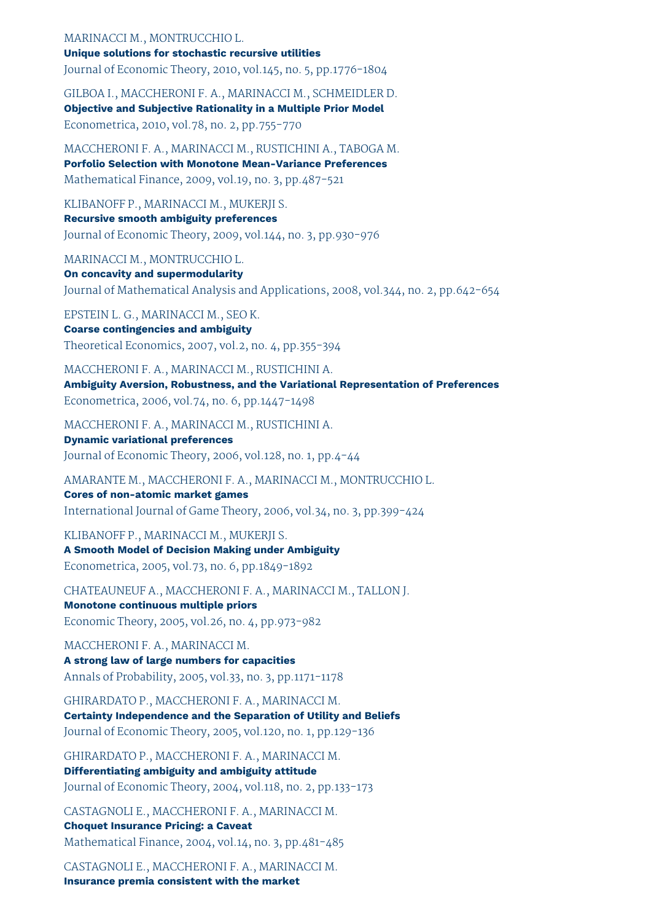MARINACCI M., MONTRUCCHIO L.
**Unique solutions for stochastic recursive utilities**
Journal of Economic Theory, 2010, vol.145, no. 5, pp.1776-1804

GILBOA I., MACCHERONI F. A., MARINACCI M., SCHMEIDLER D.
**Objective and Subjective Rationality in a Multiple Prior Model**
Econometrica, 2010, vol.78, no. 2, pp.755-770

MACCHERONI F. A., MARINACCI M., RUSTICHINI A., TABOGA M.
**Porfolio Selection with Monotone Mean-Variance Preferences**
Mathematical Finance, 2009, vol.19, no. 3, pp.487-521

KLIBANOFF P., MARINACCI M., MUKERJI S.
**Recursive smooth ambiguity preferences**
Journal of Economic Theory, 2009, vol.144, no. 3, pp.930-976

MARINACCI M., MONTRUCCHIO L.
**On concavity and supermodularity**
Journal of Mathematical Analysis and Applications, 2008, vol.344, no. 2, pp.642-654

EPSTEIN L. G., MARINACCI M., SEO K.
**Coarse contingencies and ambiguity**
Theoretical Economics, 2007, vol.2, no. 4, pp.355-394

MACCHERONI F. A., MARINACCI M., RUSTICHINI A.
**Ambiguity Aversion, Robustness, and the Variational Representation of Preferences**
Econometrica, 2006, vol.74, no. 6, pp.1447-1498

MACCHERONI F. A., MARINACCI M., RUSTICHINI A.
**Dynamic variational preferences**
Journal of Economic Theory, 2006, vol.128, no. 1, pp.4-44

AMARANTE M., MACCHERONI F. A., MARINACCI M., MONTRUCCHIO L.
**Cores of non-atomic market games**
International Journal of Game Theory, 2006, vol.34, no. 3, pp.399-424

KLIBANOFF P., MARINACCI M., MUKERJI S.
**A Smooth Model of Decision Making under Ambiguity**
Econometrica, 2005, vol.73, no. 6, pp.1849-1892

CHATEAUNEUF A., MACCHERONI F. A., MARINACCI M., TALLON J.
**Monotone continuous multiple priors**
Economic Theory, 2005, vol.26, no. 4, pp.973-982

MACCHERONI F. A., MARINACCI M.
**A strong law of large numbers for capacities**
Annals of Probability, 2005, vol.33, no. 3, pp.1171-1178

GHIRARDATO P., MACCHERONI F. A., MARINACCI M.
**Certainty Independence and the Separation of Utility and Beliefs**
Journal of Economic Theory, 2005, vol.120, no. 1, pp.129-136

GHIRARDATO P., MACCHERONI F. A., MARINACCI M.
**Differentiating ambiguity and ambiguity attitude**
Journal of Economic Theory, 2004, vol.118, no. 2, pp.133-173

CASTAGNOLI E., MACCHERONI F. A., MARINACCI M.
**Choquet Insurance Pricing: a Caveat**
Mathematical Finance, 2004, vol.14, no. 3, pp.481-485

CASTAGNOLI E., MACCHERONI F. A., MARINACCI M.
**Insurance premia consistent with the market**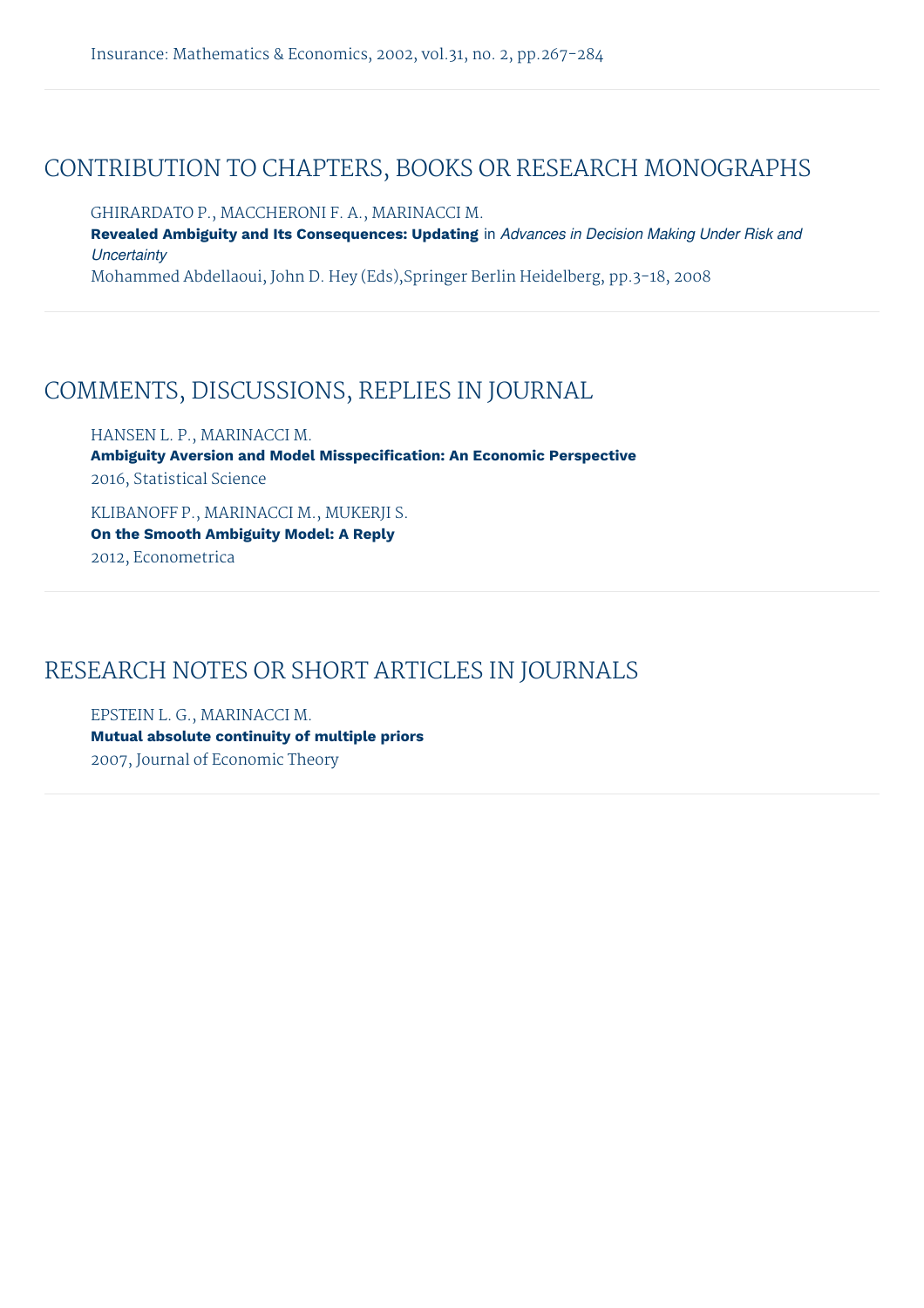Insurance: Mathematics & Economics, 2002, vol.31, no. 2, pp.267-284

## CONTRIBUTION TO CHAPTERS, BOOKS OR RESEARCH MONOGRAPHS

GHIRARDATO P., MACCHERONI F. A., MARINACCI M.
**Revealed Ambiguity and Its Consequences: Updating** in *Advances in Decision Making Under Risk and Uncertainty*
Mohammed Abdellaoui, John D. Hey (Eds),Springer Berlin Heidelberg, pp.3-18, 2008

## COMMENTS, DISCUSSIONS, REPLIES IN JOURNAL

HANSEN L. P., MARINACCI M.
**Ambiguity Aversion and Model Misspecification: An Economic Perspective**
2016, Statistical Science

KLIBANOFF P., MARINACCI M., MUKERJI S.
**On the Smooth Ambiguity Model: A Reply**
2012, Econometrica

## RESEARCH NOTES OR SHORT ARTICLES IN JOURNALS

EPSTEIN L. G., MARINACCI M.
**Mutual absolute continuity of multiple priors**
2007, Journal of Economic Theory